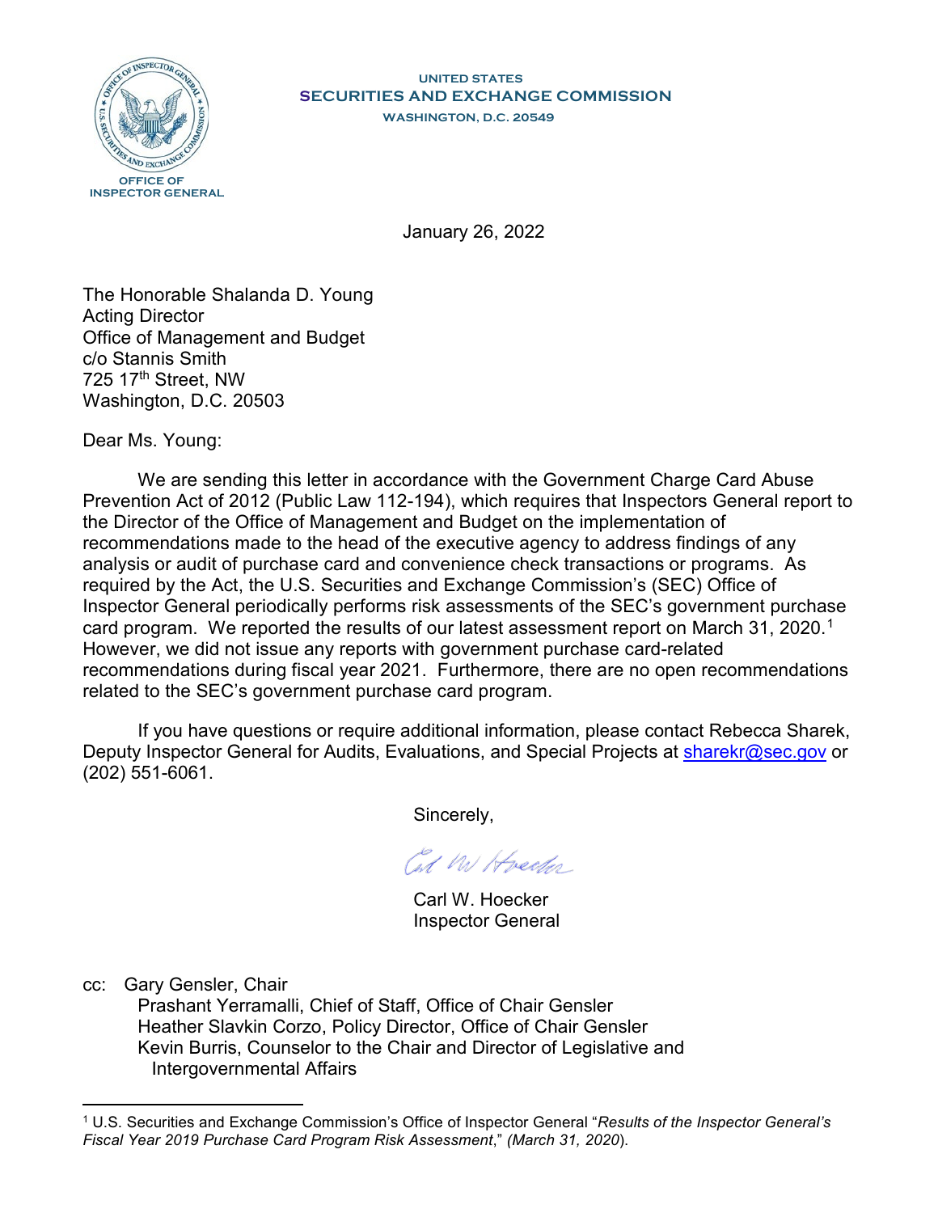OFFICE OF INSPECTOR GENERAL

UNITED STATES
**SECURITIES AND EXCHANGE COMMISSION**
WASHINGTON, D.C. 20549

January 26, 2022

The Honorable Shalanda D. Young
Acting Director
Office of Management and Budget
c/o Stannis Smith
725 17th Street, NW
Washington, D.C. 20503

Dear Ms. Young:

We are sending this letter in accordance with the Government Charge Card Abuse Prevention Act of 2012 (Public Law 112-194), which requires that Inspectors General report to the Director of the Office of Management and Budget on the implementation of recommendations made to the head of the executive agency to address findings of any analysis or audit of purchase card and convenience check transactions or programs. As required by the Act, the U.S. Securities and Exchange Commission's (SEC) Office of Inspector General periodically performs risk assessments of the SEC's government purchase card program. We reported the results of our latest assessment report on March 31, 2020.[1] However, we did not issue any reports with government purchase card-related recommendations during fiscal year 2021. Furthermore, there are no open recommendations related to the SEC's government purchase card program.

If you have questions or require additional information, please contact Rebecca Sharek, Deputy Inspector General for Audits, Evaluations, and Special Projects at sharekr@sec.gov or (202) 551-6061.

Sincerely,

Carl W. Hoecker
Inspector General

cc: Gary Gensler, Chair
Prashant Yerramalli, Chief of Staff, Office of Chair Gensler
Heather Slavkin Corzo, Policy Director, Office of Chair Gensler
Kevin Burris, Counselor to the Chair and Director of Legislative and Intergovernmental Affairs

---

[1] U.S. Securities and Exchange Commission's Office of Inspector General "*Results of the Inspector General's Fiscal Year 2019 Purchase Card Program Risk Assessment*," *(March 31, 2020)*.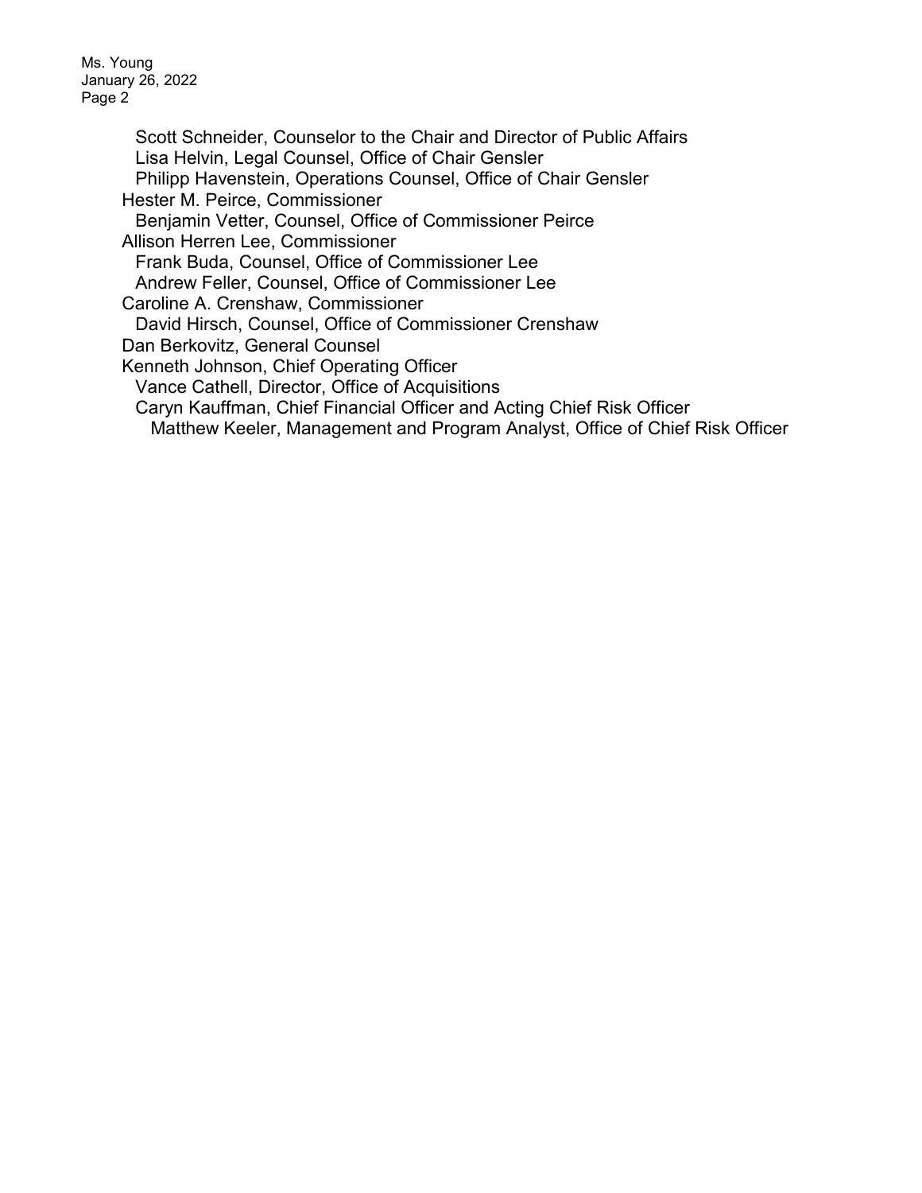Scott Schneider, Counselor to the Chair and Director of Public Affairs
Lisa Helvin, Legal Counsel, Office of Chair Gensler
Philipp Havenstein, Operations Counsel, Office of Chair Gensler
Hester M. Peirce, Commissioner
Benjamin Vetter, Counsel, Office of Commissioner Peirce
Allison Herren Lee, Commissioner
Frank Buda, Counsel, Office of Commissioner Lee
Andrew Feller, Counsel, Office of Commissioner Lee
Caroline A. Crenshaw, Commissioner
David Hirsch, Counsel, Office of Commissioner Crenshaw
Dan Berkovitz, General Counsel
Kenneth Johnson, Chief Operating Officer
Vance Cathell, Director, Office of Acquisitions
Caryn Kauffman, Chief Financial Officer and Acting Chief Risk Officer
Matthew Keeler, Management and Program Analyst, Office of Chief Risk Officer